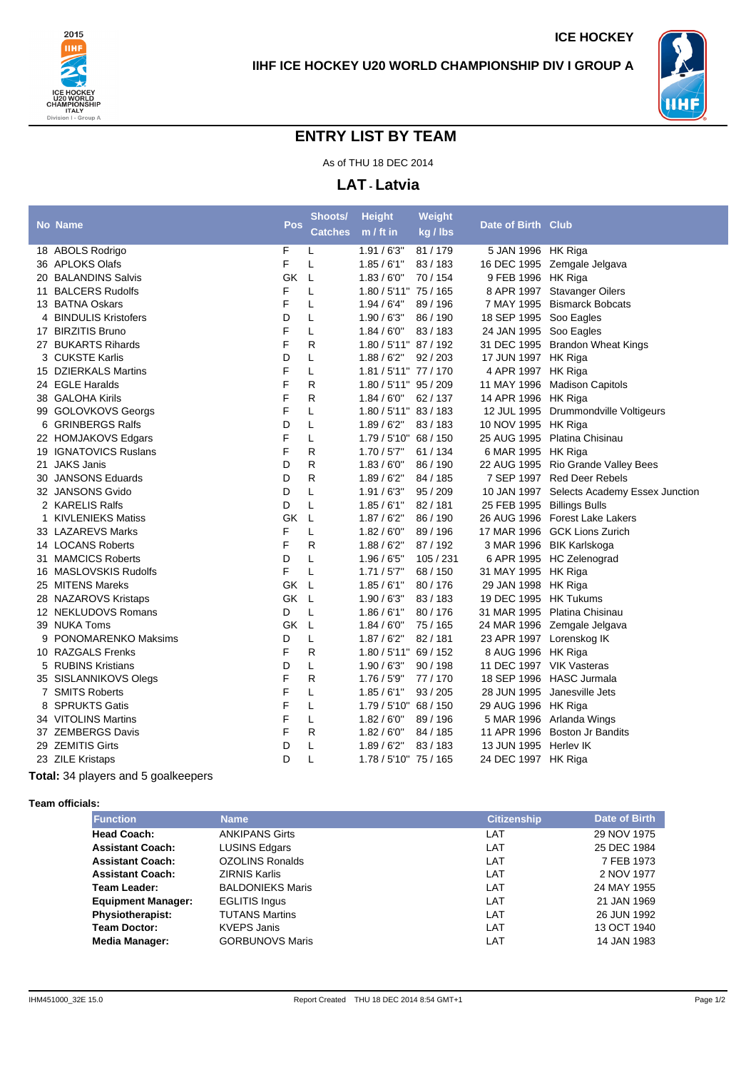ICE HOCKEY

IIHF ICE HOCKEY U20 WORLD CHAMPIONSHIP DIV I GROUP A

# ENTRY LIST BY TEAM

As of THU 18 DEC 2014

## LAT - Latvia

| No | Name | Pos | Shoots/ Catches | Height m / ft in | Weight kg / lbs | Date of Birth | Club |
|---|---|---|---|---|---|---|---|
| 18 | ABOLS Rodrigo | F | L | 1.91 / 6'3" | 81 / 179 | 5 JAN 1996 | HK Riga |
| 36 | APLOKS Olafs | F | L | 1.85 / 6'1" | 83 / 183 | 16 DEC 1995 | Zemgale Jelgava |
| 20 | BALANDINS Salvis | GK | L | 1.83 / 6'0" | 70 / 154 | 9 FEB 1996 | HK Riga |
| 11 | BALCERS Rudolfs | F | L | 1.80 / 5'11" | 75 / 165 | 8 APR 1997 | Stavanger Oilers |
| 13 | BATNA Oskars | F | L | 1.94 / 6'4" | 89 / 196 | 7 MAY 1995 | Bismarck Bobcats |
| 4 | BINDULIS Kristofers | D | L | 1.90 / 6'3" | 86 / 190 | 18 SEP 1995 | Soo Eagles |
| 17 | BIRZITIS Bruno | F | L | 1.84 / 6'0" | 83 / 183 | 24 JAN 1995 | Soo Eagles |
| 27 | BUKARTS Rihards | F | R | 1.80 / 5'11" | 87 / 192 | 31 DEC 1995 | Brandon Wheat Kings |
| 3 | CUKSTE Karlis | D | L | 1.88 / 6'2" | 92 / 203 | 17 JUN 1997 | HK Riga |
| 15 | DZIERKALS Martins | F | L | 1.81 / 5'11" | 77 / 170 | 4 APR 1997 | HK Riga |
| 24 | EGLE Haralds | F | R | 1.80 / 5'11" | 95 / 209 | 11 MAY 1996 | Madison Capitols |
| 38 | GALOHA Kirils | F | R | 1.84 / 6'0" | 62 / 137 | 14 APR 1996 | HK Riga |
| 99 | GOLOVKOVS Georgs | F | L | 1.80 / 5'11" | 83 / 183 | 12 JUL 1995 | Drummondville Voltigeurs |
| 6 | GRINBERGS Ralfs | D | L | 1.89 / 6'2" | 83 / 183 | 10 NOV 1995 | HK Riga |
| 22 | HOMJAKOVS Edgars | F | L | 1.79 / 5'10" | 68 / 150 | 25 AUG 1995 | Platina Chisinau |
| 19 | IGNATOVICS Ruslans | F | R | 1.70 / 5'7" | 61 / 134 | 6 MAR 1995 | HK Riga |
| 21 | JAKS Janis | D | R | 1.83 / 6'0" | 86 / 190 | 22 AUG 1995 | Rio Grande Valley Bees |
| 30 | JANSONS Eduards | D | R | 1.89 / 6'2" | 84 / 185 | 7 SEP 1997 | Red Deer Rebels |
| 32 | JANSONS Gvido | D | L | 1.91 / 6'3" | 95 / 209 | 10 JAN 1997 | Selects Academy Essex Junction |
| 2 | KARELIS Ralfs | D | L | 1.85 / 6'1" | 82 / 181 | 25 FEB 1995 | Billings Bulls |
| 1 | KIVLENIEKS Matiss | GK | L | 1.87 / 6'2" | 86 / 190 | 26 AUG 1996 | Forest Lake Lakers |
| 33 | LAZAREVS Marks | F | L | 1.82 / 6'0" | 89 / 196 | 17 MAR 1996 | GCK Lions Zurich |
| 14 | LOCANS Roberts | F | R | 1.88 / 6'2" | 87 / 192 | 3 MAR 1996 | BIK Karlskoga |
| 31 | MAMCICS Roberts | D | L | 1.96 / 6'5" | 105 / 231 | 6 APR 1995 | HC Zelenograd |
| 16 | MASLOVSKIS Rudolfs | F | L | 1.71 / 5'7" | 68 / 150 | 31 MAY 1995 | HK Riga |
| 25 | MITENS Mareks | GK | L | 1.85 / 6'1" | 80 / 176 | 29 JAN 1998 | HK Riga |
| 28 | NAZAROVS Kristaps | GK | L | 1.90 / 6'3" | 83 / 183 | 19 DEC 1995 | HK Tukums |
| 12 | NEKLUDOVS Romans | D | L | 1.86 / 6'1" | 80 / 176 | 31 MAR 1995 | Platina Chisinau |
| 39 | NUKA Toms | GK | L | 1.84 / 6'0" | 75 / 165 | 24 MAR 1996 | Zemgale Jelgava |
| 9 | PONOMARENKO Maksims | D | L | 1.87 / 6'2" | 82 / 181 | 23 APR 1997 | Lorenskog IK |
| 10 | RAZGALS Frenks | F | R | 1.80 / 5'11" | 69 / 152 | 8 AUG 1996 | HK Riga |
| 5 | RUBINS Kristians | D | L | 1.90 / 6'3" | 90 / 198 | 11 DEC 1997 | VIK Vasteras |
| 35 | SISLANNIKOVS Olegs | F | R | 1.76 / 5'9" | 77 / 170 | 18 SEP 1996 | HASC Jurmala |
| 7 | SMITS Roberts | F | L | 1.85 / 6'1" | 93 / 205 | 28 JUN 1995 | Janesville Jets |
| 8 | SPRUKTS Gatis | F | L | 1.79 / 5'10" | 68 / 150 | 29 AUG 1996 | HK Riga |
| 34 | VITOLINS Martins | F | L | 1.82 / 6'0" | 89 / 196 | 5 MAR 1996 | Arlanda Wings |
| 37 | ZEMBERGS Davis | F | R | 1.82 / 6'0" | 84 / 185 | 11 APR 1996 | Boston Jr Bandits |
| 29 | ZEMITIS Girts | D | L | 1.89 / 6'2" | 83 / 183 | 13 JUN 1995 | Herlev IK |
| 23 | ZILE Kristaps | D | L | 1.78 / 5'10" | 75 / 165 | 24 DEC 1997 | HK Riga |

**Total:** 34 players and 5 goalkeepers

**Team officials:**

| Function | Name | Citizenship | Date of Birth |
|---|---|---|---|
| **Head Coach:** | ANKIPANS Girts | LAT | 29 NOV 1975 |
| **Assistant Coach:** | LUSINS Edgars | LAT | 25 DEC 1984 |
| **Assistant Coach:** | OZOLINS Ronalds | LAT | 7 FEB 1973 |
| **Assistant Coach:** | ZIRNIS Karlis | LAT | 2 NOV 1977 |
| **Team Leader:** | BALDONIEKS Maris | LAT | 24 MAY 1955 |
| **Equipment Manager:** | EGLITIS Ingus | LAT | 21 JAN 1969 |
| **Physiotherapist:** | TUTANS Martins | LAT | 26 JUN 1992 |
| **Team Doctor:** | KVEPS Janis | LAT | 13 OCT 1940 |
| **Media Manager:** | GORBUNOVS Maris | LAT | 14 JAN 1983 |

IHM451000_32E 15.0 Report Created THU 18 DEC 2014 8:54 GMT+1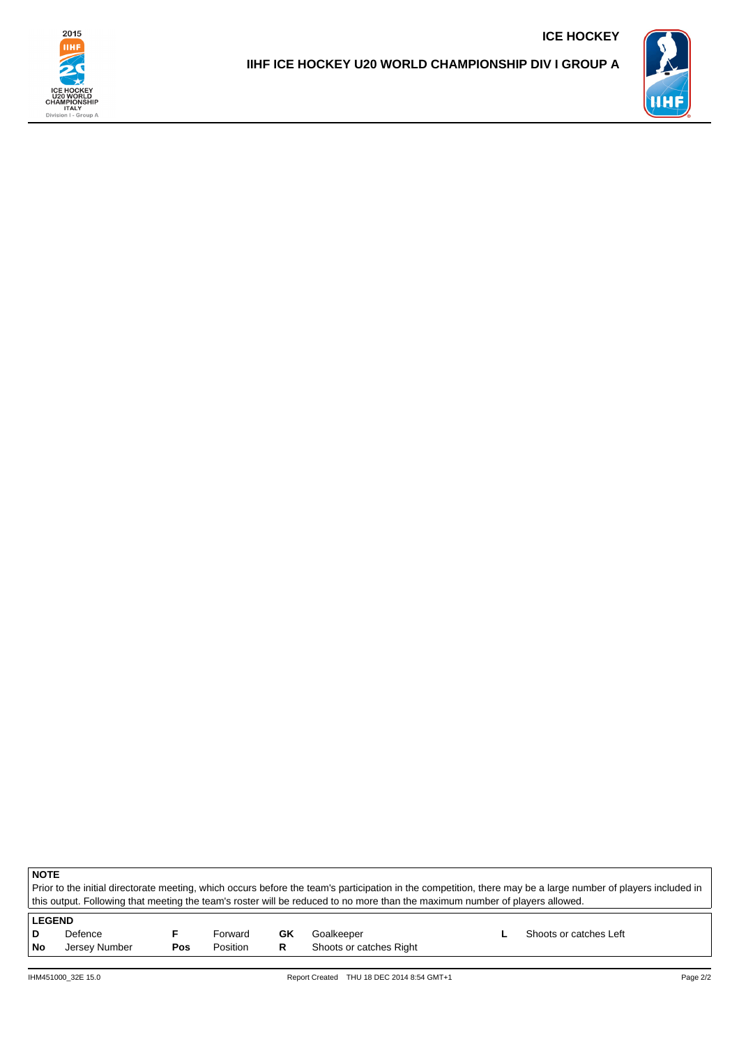**NOTE**

Prior to the initial directorate meeting, which occurs before the team's participation in the competition, there may be a large number of players included in this output. Following that meeting the team's roster will be reduced to no more than the maximum number of players allowed.

**LEGEND**

| | | | | | | | |
|---|---|---|---|---|---|---|---|
| **D** | Defence | **F** | Forward | **GK** | Goalkeeper | **L** | Shoots or catches Left |
| **No** | Jersey Number | **Pos** | Position | **R** | Shoots or catches Right | | |

IHM451000_32E 15.0

Report Created THU 18 DEC 2014 8:54 GMT+1